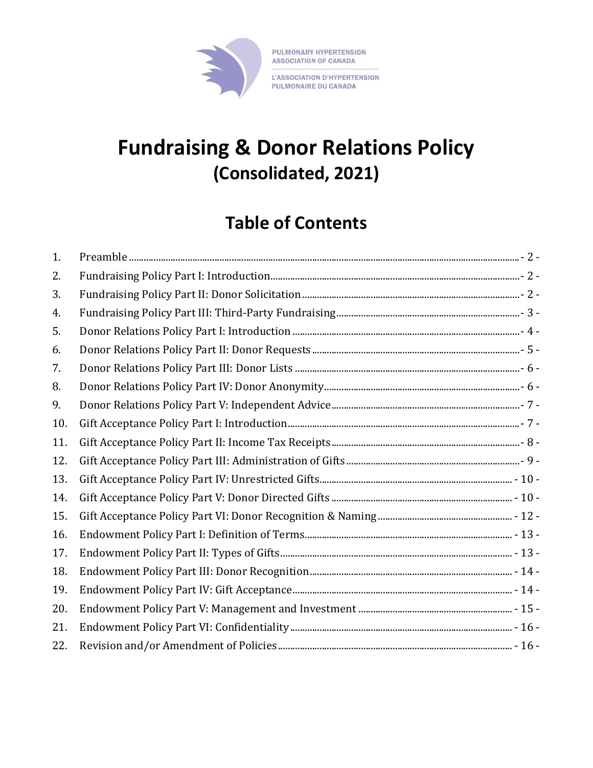PULMONARY HYPERTENSION ASSOCIATION OF CANADA

L'ASSOCIATION D'HYPERTENSION PULMONAIRE DU CANADA

# Fundraising & Donor Relations Policy
## (Consolidated, 2021)

## Table of Contents

1. Preamble ........ - 2 -
2. Fundraising Policy Part I: Introduction ........ - 2 -
3. Fundraising Policy Part II: Donor Solicitation ........ - 2 -
4. Fundraising Policy Part III: Third-Party Fundraising ........ - 3 -
5. Donor Relations Policy Part I: Introduction ........ - 4 -
6. Donor Relations Policy Part II: Donor Requests ........ - 5 -
7. Donor Relations Policy Part III: Donor Lists ........ - 6 -
8. Donor Relations Policy Part IV: Donor Anonymity ........ - 6 -
9. Donor Relations Policy Part V: Independent Advice ........ - 7 -
10. Gift Acceptance Policy Part I: Introduction ........ - 7 -
11. Gift Acceptance Policy Part II: Income Tax Receipts ........ - 8 -
12. Gift Acceptance Policy Part III: Administration of Gifts ........ - 9 -
13. Gift Acceptance Policy Part IV: Unrestricted Gifts ........ - 10 -
14. Gift Acceptance Policy Part V: Donor Directed Gifts ........ - 10 -
15. Gift Acceptance Policy Part VI: Donor Recognition & Naming ........ - 12 -
16. Endowment Policy Part I: Definition of Terms ........ - 13 -
17. Endowment Policy Part II: Types of Gifts ........ - 13 -
18. Endowment Policy Part III: Donor Recognition ........ - 14 -
19. Endowment Policy Part IV: Gift Acceptance ........ - 14 -
20. Endowment Policy Part V: Management and Investment ........ - 15 -
21. Endowment Policy Part VI: Confidentiality ........ - 16 -
22. Revision and/or Amendment of Policies ........ - 16 -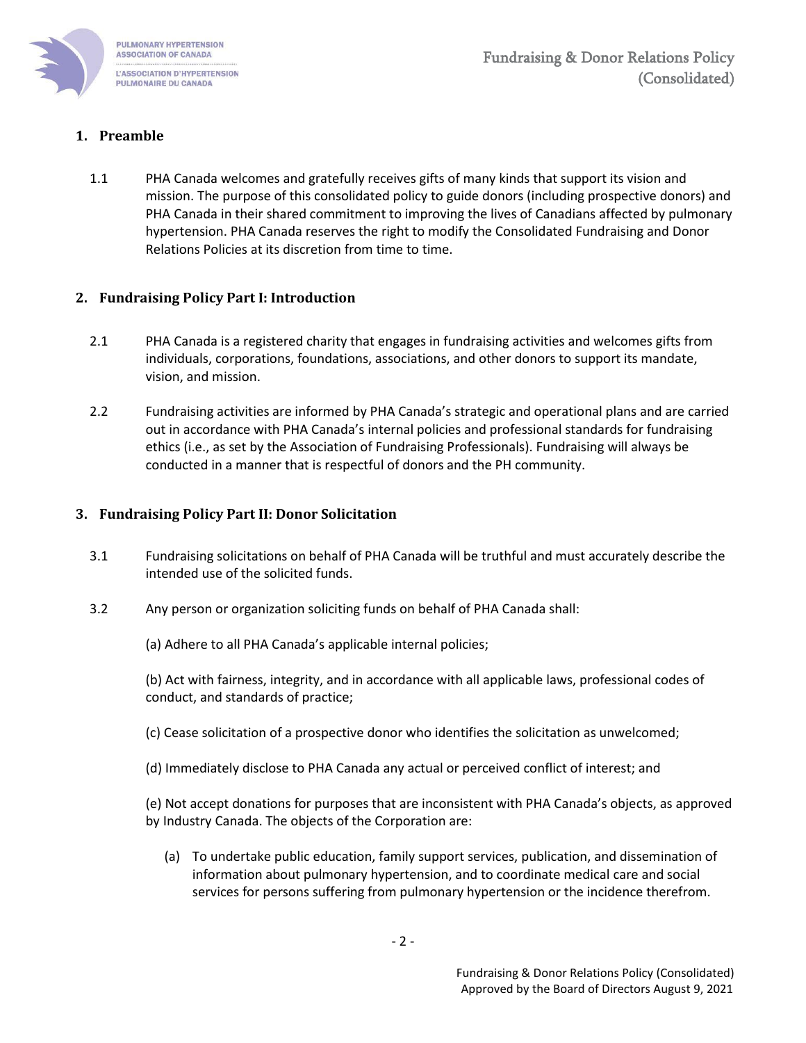## 1. Preamble

1.1 PHA Canada welcomes and gratefully receives gifts of many kinds that support its vision and mission. The purpose of this consolidated policy to guide donors (including prospective donors) and PHA Canada in their shared commitment to improving the lives of Canadians affected by pulmonary hypertension. PHA Canada reserves the right to modify the Consolidated Fundraising and Donor Relations Policies at its discretion from time to time.

## 2. Fundraising Policy Part I: Introduction

2.1 PHA Canada is a registered charity that engages in fundraising activities and welcomes gifts from individuals, corporations, foundations, associations, and other donors to support its mandate, vision, and mission.

2.2 Fundraising activities are informed by PHA Canada's strategic and operational plans and are carried out in accordance with PHA Canada's internal policies and professional standards for fundraising ethics (i.e., as set by the Association of Fundraising Professionals). Fundraising will always be conducted in a manner that is respectful of donors and the PH community.

## 3. Fundraising Policy Part II: Donor Solicitation

3.1 Fundraising solicitations on behalf of PHA Canada will be truthful and must accurately describe the intended use of the solicited funds.

3.2 Any person or organization soliciting funds on behalf of PHA Canada shall:

(a) Adhere to all PHA Canada's applicable internal policies;

(b) Act with fairness, integrity, and in accordance with all applicable laws, professional codes of conduct, and standards of practice;

(c) Cease solicitation of a prospective donor who identifies the solicitation as unwelcomed;

(d) Immediately disclose to PHA Canada any actual or perceived conflict of interest; and

(e) Not accept donations for purposes that are inconsistent with PHA Canada's objects, as approved by Industry Canada. The objects of the Corporation are:

(a) To undertake public education, family support services, publication, and dissemination of information about pulmonary hypertension, and to coordinate medical care and social services for persons suffering from pulmonary hypertension or the incidence therefrom.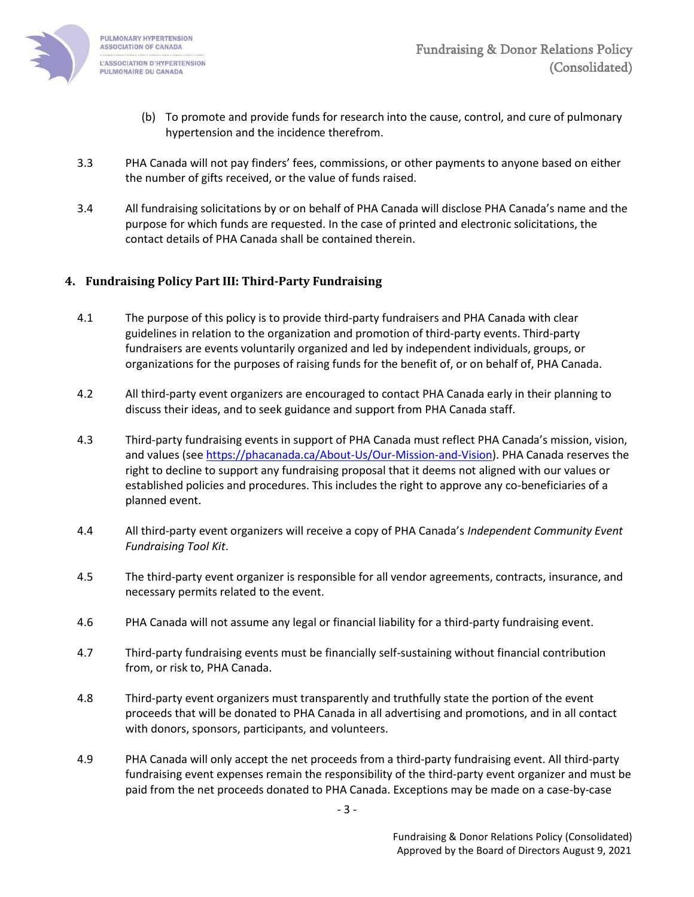(b) To promote and provide funds for research into the cause, control, and cure of pulmonary hypertension and the incidence therefrom.

3.3 PHA Canada will not pay finders' fees, commissions, or other payments to anyone based on either the number of gifts received, or the value of funds raised.

3.4 All fundraising solicitations by or on behalf of PHA Canada will disclose PHA Canada's name and the purpose for which funds are requested. In the case of printed and electronic solicitations, the contact details of PHA Canada shall be contained therein.

## 4. Fundraising Policy Part III: Third-Party Fundraising

4.1 The purpose of this policy is to provide third-party fundraisers and PHA Canada with clear guidelines in relation to the organization and promotion of third-party events. Third-party fundraisers are events voluntarily organized and led by independent individuals, groups, or organizations for the purposes of raising funds for the benefit of, or on behalf of, PHA Canada.

4.2 All third-party event organizers are encouraged to contact PHA Canada early in their planning to discuss their ideas, and to seek guidance and support from PHA Canada staff.

4.3 Third-party fundraising events in support of PHA Canada must reflect PHA Canada's mission, vision, and values (see https://phacanada.ca/About-Us/Our-Mission-and-Vision). PHA Canada reserves the right to decline to support any fundraising proposal that it deems not aligned with our values or established policies and procedures. This includes the right to approve any co-beneficiaries of a planned event.

4.4 All third-party event organizers will receive a copy of PHA Canada's *Independent Community Event Fundraising Tool Kit*.

4.5 The third-party event organizer is responsible for all vendor agreements, contracts, insurance, and necessary permits related to the event.

4.6 PHA Canada will not assume any legal or financial liability for a third-party fundraising event.

4.7 Third-party fundraising events must be financially self-sustaining without financial contribution from, or risk to, PHA Canada.

4.8 Third-party event organizers must transparently and truthfully state the portion of the event proceeds that will be donated to PHA Canada in all advertising and promotions, and in all contact with donors, sponsors, participants, and volunteers.

4.9 PHA Canada will only accept the net proceeds from a third-party fundraising event. All third-party fundraising event expenses remain the responsibility of the third-party event organizer and must be paid from the net proceeds donated to PHA Canada. Exceptions may be made on a case-by-case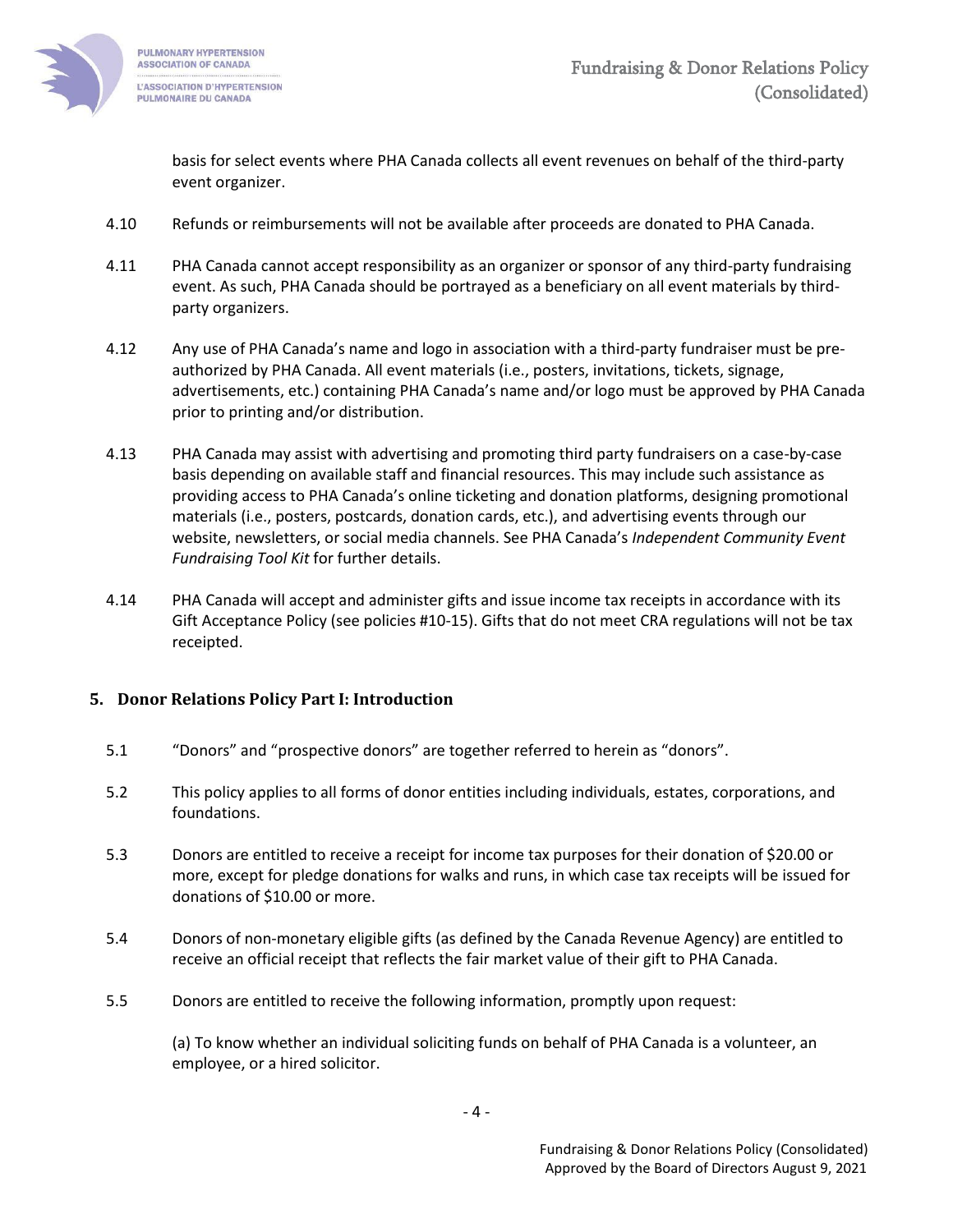basis for select events where PHA Canada collects all event revenues on behalf of the third-party event organizer.

4.10 Refunds or reimbursements will not be available after proceeds are donated to PHA Canada.

4.11 PHA Canada cannot accept responsibility as an organizer or sponsor of any third-party fundraising event. As such, PHA Canada should be portrayed as a beneficiary on all event materials by third-party organizers.

4.12 Any use of PHA Canada's name and logo in association with a third-party fundraiser must be pre-authorized by PHA Canada. All event materials (i.e., posters, invitations, tickets, signage, advertisements, etc.) containing PHA Canada's name and/or logo must be approved by PHA Canada prior to printing and/or distribution.

4.13 PHA Canada may assist with advertising and promoting third party fundraisers on a case-by-case basis depending on available staff and financial resources. This may include such assistance as providing access to PHA Canada's online ticketing and donation platforms, designing promotional materials (i.e., posters, postcards, donation cards, etc.), and advertising events through our website, newsletters, or social media channels. See PHA Canada's *Independent Community Event Fundraising Tool Kit* for further details.

4.14 PHA Canada will accept and administer gifts and issue income tax receipts in accordance with its Gift Acceptance Policy (see policies #10-15). Gifts that do not meet CRA regulations will not be tax receipted.

## 5. Donor Relations Policy Part I: Introduction

5.1 "Donors" and "prospective donors" are together referred to herein as "donors".

5.2 This policy applies to all forms of donor entities including individuals, estates, corporations, and foundations.

5.3 Donors are entitled to receive a receipt for income tax purposes for their donation of $20.00 or more, except for pledge donations for walks and runs, in which case tax receipts will be issued for donations of $10.00 or more.

5.4 Donors of non-monetary eligible gifts (as defined by the Canada Revenue Agency) are entitled to receive an official receipt that reflects the fair market value of their gift to PHA Canada.

5.5 Donors are entitled to receive the following information, promptly upon request:

(a) To know whether an individual soliciting funds on behalf of PHA Canada is a volunteer, an employee, or a hired solicitor.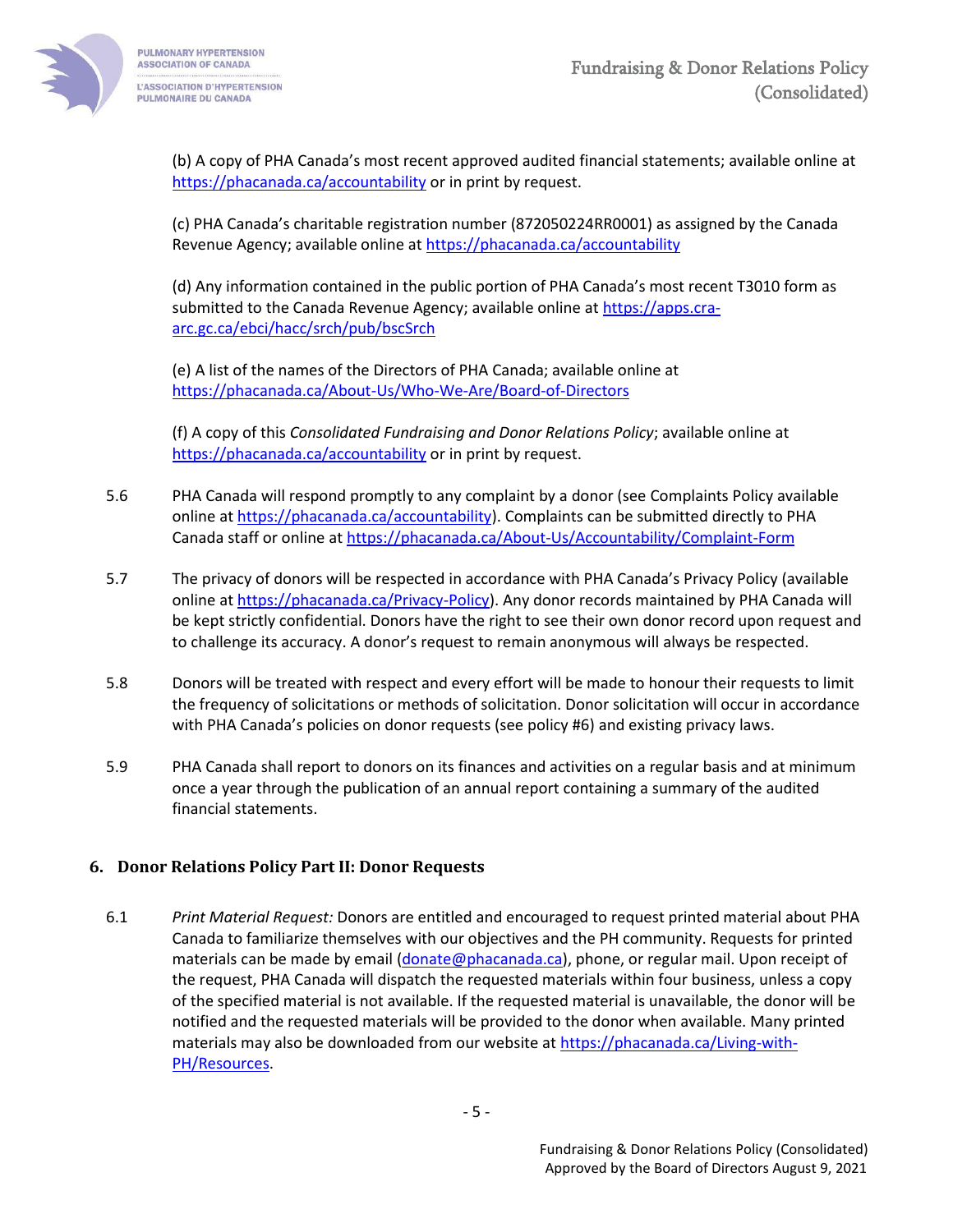(b) A copy of PHA Canada's most recent approved audited financial statements; available online at https://phacanada.ca/accountability or in print by request.

(c) PHA Canada's charitable registration number (872050224RR0001) as assigned by the Canada Revenue Agency; available online at https://phacanada.ca/accountability

(d) Any information contained in the public portion of PHA Canada's most recent T3010 form as submitted to the Canada Revenue Agency; available online at https://apps.cra-arc.gc.ca/ebci/hacc/srch/pub/bscSrch

(e) A list of the names of the Directors of PHA Canada; available online at https://phacanada.ca/About-Us/Who-We-Are/Board-of-Directors

(f) A copy of this *Consolidated Fundraising and Donor Relations Policy*; available online at https://phacanada.ca/accountability or in print by request.

5.6 PHA Canada will respond promptly to any complaint by a donor (see Complaints Policy available online at https://phacanada.ca/accountability). Complaints can be submitted directly to PHA Canada staff or online at https://phacanada.ca/About-Us/Accountability/Complaint-Form

5.7 The privacy of donors will be respected in accordance with PHA Canada's Privacy Policy (available online at https://phacanada.ca/Privacy-Policy). Any donor records maintained by PHA Canada will be kept strictly confidential. Donors have the right to see their own donor record upon request and to challenge its accuracy. A donor's request to remain anonymous will always be respected.

5.8 Donors will be treated with respect and every effort will be made to honour their requests to limit the frequency of solicitations or methods of solicitation. Donor solicitation will occur in accordance with PHA Canada's policies on donor requests (see policy #6) and existing privacy laws.

5.9 PHA Canada shall report to donors on its finances and activities on a regular basis and at minimum once a year through the publication of an annual report containing a summary of the audited financial statements.

## 6. Donor Relations Policy Part II: Donor Requests

6.1 *Print Material Request:* Donors are entitled and encouraged to request printed material about PHA Canada to familiarize themselves with our objectives and the PH community. Requests for printed materials can be made by email (donate@phacanada.ca), phone, or regular mail. Upon receipt of the request, PHA Canada will dispatch the requested materials within four business, unless a copy of the specified material is not available. If the requested material is unavailable, the donor will be notified and the requested materials will be provided to the donor when available. Many printed materials may also be downloaded from our website at https://phacanada.ca/Living-with-PH/Resources.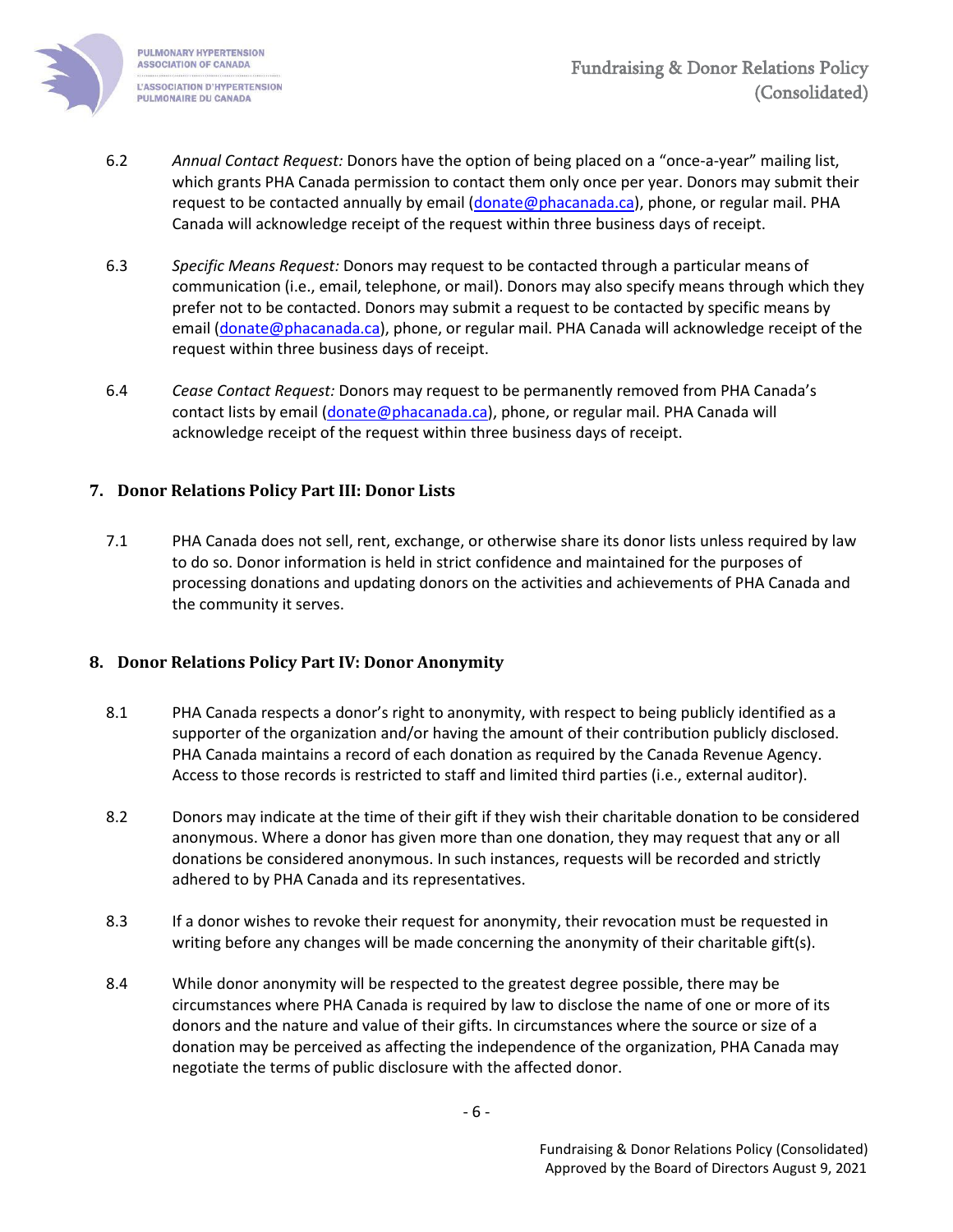6.2 *Annual Contact Request:* Donors have the option of being placed on a "once-a-year" mailing list, which grants PHA Canada permission to contact them only once per year. Donors may submit their request to be contacted annually by email (donate@phacanada.ca), phone, or regular mail. PHA Canada will acknowledge receipt of the request within three business days of receipt.

6.3 *Specific Means Request:* Donors may request to be contacted through a particular means of communication (i.e., email, telephone, or mail). Donors may also specify means through which they prefer not to be contacted. Donors may submit a request to be contacted by specific means by email (donate@phacanada.ca), phone, or regular mail. PHA Canada will acknowledge receipt of the request within three business days of receipt.

6.4 *Cease Contact Request:* Donors may request to be permanently removed from PHA Canada's contact lists by email (donate@phacanada.ca), phone, or regular mail. PHA Canada will acknowledge receipt of the request within three business days of receipt.

## 7. Donor Relations Policy Part III: Donor Lists

7.1 PHA Canada does not sell, rent, exchange, or otherwise share its donor lists unless required by law to do so. Donor information is held in strict confidence and maintained for the purposes of processing donations and updating donors on the activities and achievements of PHA Canada and the community it serves.

## 8. Donor Relations Policy Part IV: Donor Anonymity

8.1 PHA Canada respects a donor's right to anonymity, with respect to being publicly identified as a supporter of the organization and/or having the amount of their contribution publicly disclosed. PHA Canada maintains a record of each donation as required by the Canada Revenue Agency. Access to those records is restricted to staff and limited third parties (i.e., external auditor).

8.2 Donors may indicate at the time of their gift if they wish their charitable donation to be considered anonymous. Where a donor has given more than one donation, they may request that any or all donations be considered anonymous. In such instances, requests will be recorded and strictly adhered to by PHA Canada and its representatives.

8.3 If a donor wishes to revoke their request for anonymity, their revocation must be requested in writing before any changes will be made concerning the anonymity of their charitable gift(s).

8.4 While donor anonymity will be respected to the greatest degree possible, there may be circumstances where PHA Canada is required by law to disclose the name of one or more of its donors and the nature and value of their gifts. In circumstances where the source or size of a donation may be perceived as affecting the independence of the organization, PHA Canada may negotiate the terms of public disclosure with the affected donor.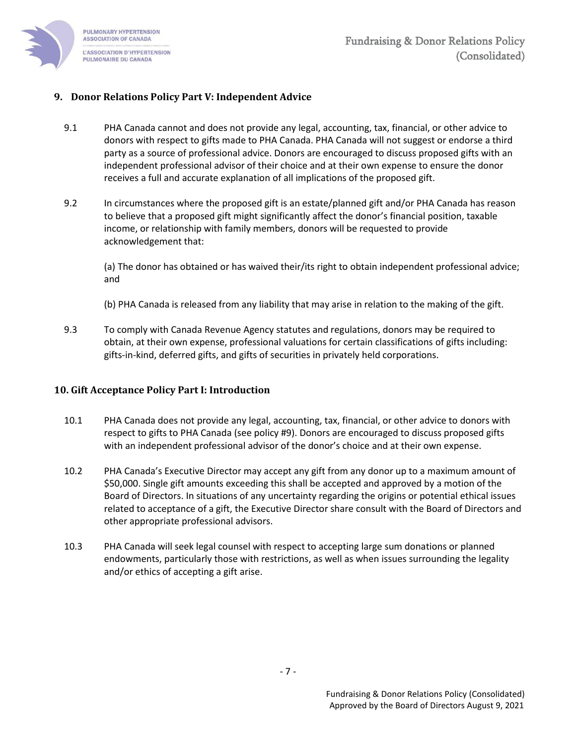## 9. Donor Relations Policy Part V: Independent Advice

9.1 PHA Canada cannot and does not provide any legal, accounting, tax, financial, or other advice to donors with respect to gifts made to PHA Canada. PHA Canada will not suggest or endorse a third party as a source of professional advice. Donors are encouraged to discuss proposed gifts with an independent professional advisor of their choice and at their own expense to ensure the donor receives a full and accurate explanation of all implications of the proposed gift.

9.2 In circumstances where the proposed gift is an estate/planned gift and/or PHA Canada has reason to believe that a proposed gift might significantly affect the donor's financial position, taxable income, or relationship with family members, donors will be requested to provide acknowledgement that:

(a) The donor has obtained or has waived their/its right to obtain independent professional advice; and

(b) PHA Canada is released from any liability that may arise in relation to the making of the gift.

9.3 To comply with Canada Revenue Agency statutes and regulations, donors may be required to obtain, at their own expense, professional valuations for certain classifications of gifts including: gifts-in-kind, deferred gifts, and gifts of securities in privately held corporations.

## 10. Gift Acceptance Policy Part I: Introduction

10.1 PHA Canada does not provide any legal, accounting, tax, financial, or other advice to donors with respect to gifts to PHA Canada (see policy #9). Donors are encouraged to discuss proposed gifts with an independent professional advisor of the donor's choice and at their own expense.

10.2 PHA Canada's Executive Director may accept any gift from any donor up to a maximum amount of $50,000. Single gift amounts exceeding this shall be accepted and approved by a motion of the Board of Directors. In situations of any uncertainty regarding the origins or potential ethical issues related to acceptance of a gift, the Executive Director share consult with the Board of Directors and other appropriate professional advisors.

10.3 PHA Canada will seek legal counsel with respect to accepting large sum donations or planned endowments, particularly those with restrictions, as well as when issues surrounding the legality and/or ethics of accepting a gift arise.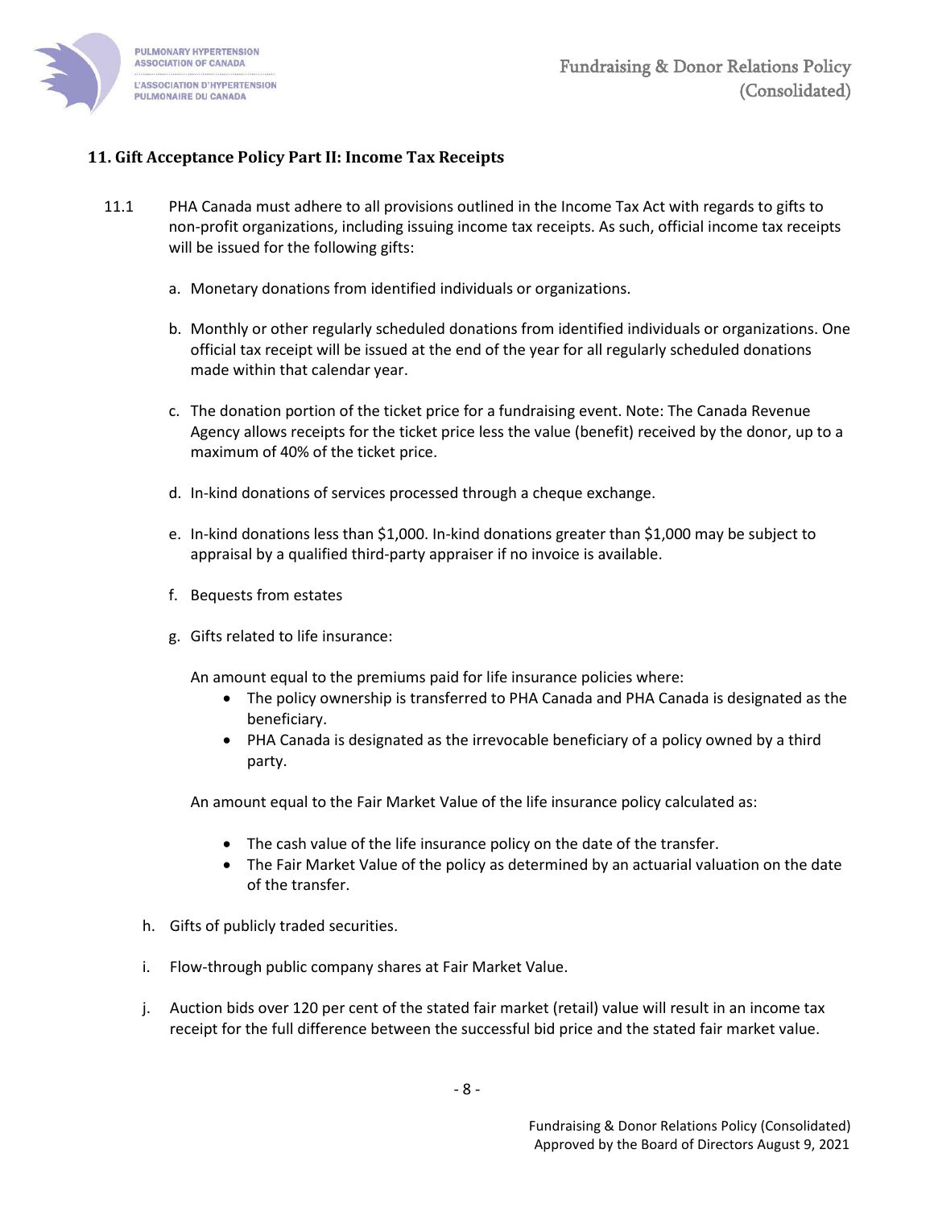## 11. Gift Acceptance Policy Part II: Income Tax Receipts

11.1 PHA Canada must adhere to all provisions outlined in the Income Tax Act with regards to gifts to non-profit organizations, including issuing income tax receipts. As such, official income tax receipts will be issued for the following gifts:

a. Monetary donations from identified individuals or organizations.

b. Monthly or other regularly scheduled donations from identified individuals or organizations. One official tax receipt will be issued at the end of the year for all regularly scheduled donations made within that calendar year.

c. The donation portion of the ticket price for a fundraising event. Note: The Canada Revenue Agency allows receipts for the ticket price less the value (benefit) received by the donor, up to a maximum of 40% of the ticket price.

d. In-kind donations of services processed through a cheque exchange.

e. In-kind donations less than $1,000. In-kind donations greater than $1,000 may be subject to appraisal by a qualified third-party appraiser if no invoice is available.

f. Bequests from estates

g. Gifts related to life insurance:

   An amount equal to the premiums paid for life insurance policies where:
   - The policy ownership is transferred to PHA Canada and PHA Canada is designated as the beneficiary.
   - PHA Canada is designated as the irrevocable beneficiary of a policy owned by a third party.

   An amount equal to the Fair Market Value of the life insurance policy calculated as:
   - The cash value of the life insurance policy on the date of the transfer.
   - The Fair Market Value of the policy as determined by an actuarial valuation on the date of the transfer.

h. Gifts of publicly traded securities.

i. Flow-through public company shares at Fair Market Value.

j. Auction bids over 120 per cent of the stated fair market (retail) value will result in an income tax receipt for the full difference between the successful bid price and the stated fair market value.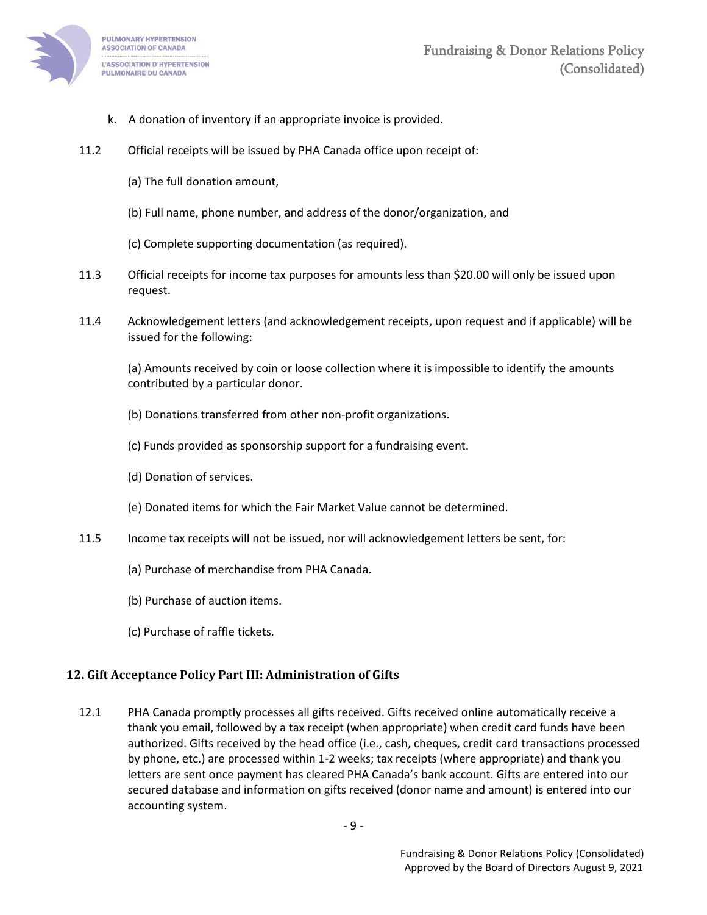k. A donation of inventory if an appropriate invoice is provided.

11.2 Official receipts will be issued by PHA Canada office upon receipt of:

(a) The full donation amount,

(b) Full name, phone number, and address of the donor/organization, and

(c) Complete supporting documentation (as required).

11.3 Official receipts for income tax purposes for amounts less than $20.00 will only be issued upon request.

11.4 Acknowledgement letters (and acknowledgement receipts, upon request and if applicable) will be issued for the following:

(a) Amounts received by coin or loose collection where it is impossible to identify the amounts contributed by a particular donor.

(b) Donations transferred from other non-profit organizations.

(c) Funds provided as sponsorship support for a fundraising event.

(d) Donation of services.

(e) Donated items for which the Fair Market Value cannot be determined.

11.5 Income tax receipts will not be issued, nor will acknowledgement letters be sent, for:

(a) Purchase of merchandise from PHA Canada.

(b) Purchase of auction items.

(c) Purchase of raffle tickets.

## 12. Gift Acceptance Policy Part III: Administration of Gifts

12.1 PHA Canada promptly processes all gifts received. Gifts received online automatically receive a thank you email, followed by a tax receipt (when appropriate) when credit card funds have been authorized. Gifts received by the head office (i.e., cash, cheques, credit card transactions processed by phone, etc.) are processed within 1-2 weeks; tax receipts (where appropriate) and thank you letters are sent once payment has cleared PHA Canada's bank account. Gifts are entered into our secured database and information on gifts received (donor name and amount) is entered into our accounting system.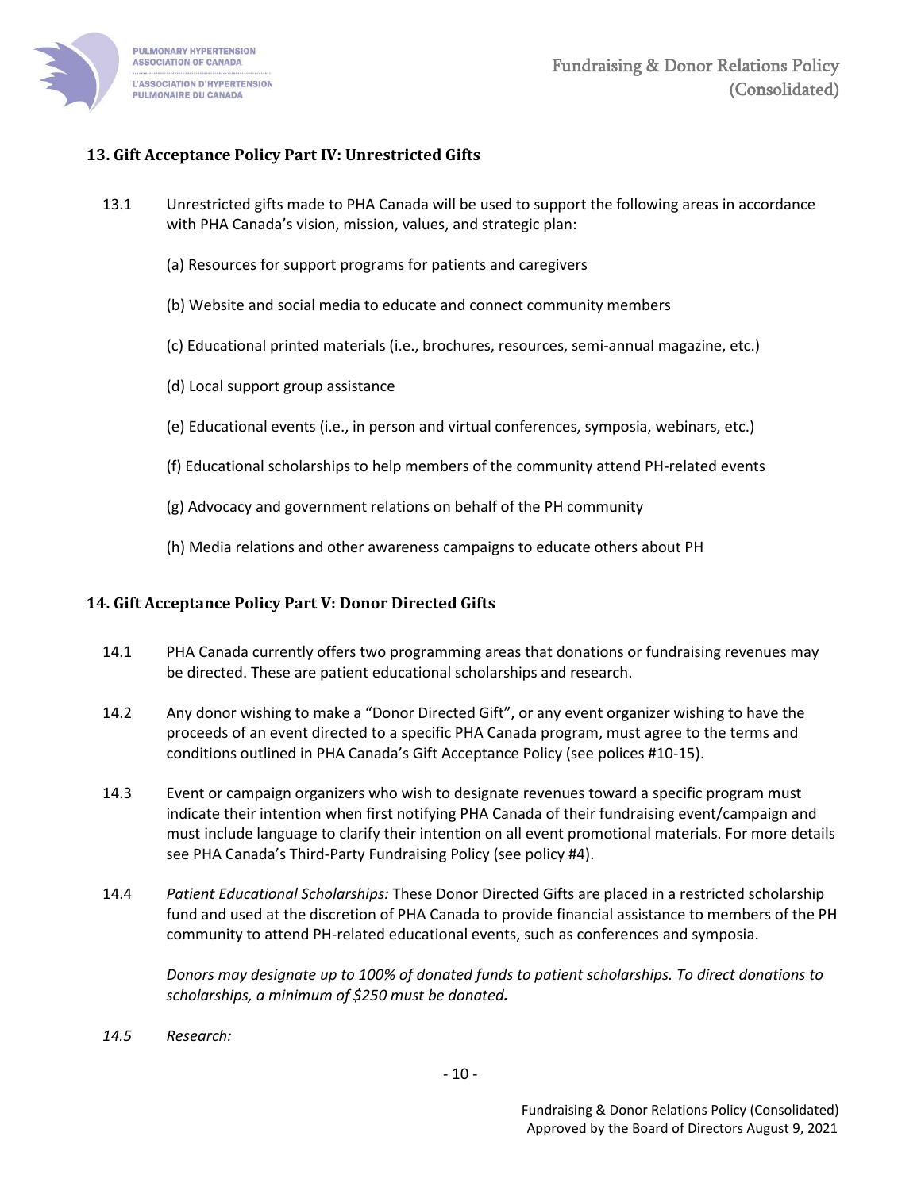## 13. Gift Acceptance Policy Part IV: Unrestricted Gifts

13.1 Unrestricted gifts made to PHA Canada will be used to support the following areas in accordance with PHA Canada's vision, mission, values, and strategic plan:

(a) Resources for support programs for patients and caregivers

(b) Website and social media to educate and connect community members

(c) Educational printed materials (i.e., brochures, resources, semi-annual magazine, etc.)

(d) Local support group assistance

(e) Educational events (i.e., in person and virtual conferences, symposia, webinars, etc.)

(f) Educational scholarships to help members of the community attend PH-related events

(g) Advocacy and government relations on behalf of the PH community

(h) Media relations and other awareness campaigns to educate others about PH

## 14. Gift Acceptance Policy Part V: Donor Directed Gifts

14.1 PHA Canada currently offers two programming areas that donations or fundraising revenues may be directed. These are patient educational scholarships and research.

14.2 Any donor wishing to make a "Donor Directed Gift", or any event organizer wishing to have the proceeds of an event directed to a specific PHA Canada program, must agree to the terms and conditions outlined in PHA Canada's Gift Acceptance Policy (see polices #10-15).

14.3 Event or campaign organizers who wish to designate revenues toward a specific program must indicate their intention when first notifying PHA Canada of their fundraising event/campaign and must include language to clarify their intention on all event promotional materials. For more details see PHA Canada's Third-Party Fundraising Policy (see policy #4).

14.4 *Patient Educational Scholarships:* These Donor Directed Gifts are placed in a restricted scholarship fund and used at the discretion of PHA Canada to provide financial assistance to members of the PH community to attend PH-related educational events, such as conferences and symposia.

*Donors may designate up to 100% of donated funds to patient scholarships. To direct donations to scholarships, a minimum of $250 must be donated**.***

*14.5 Research:*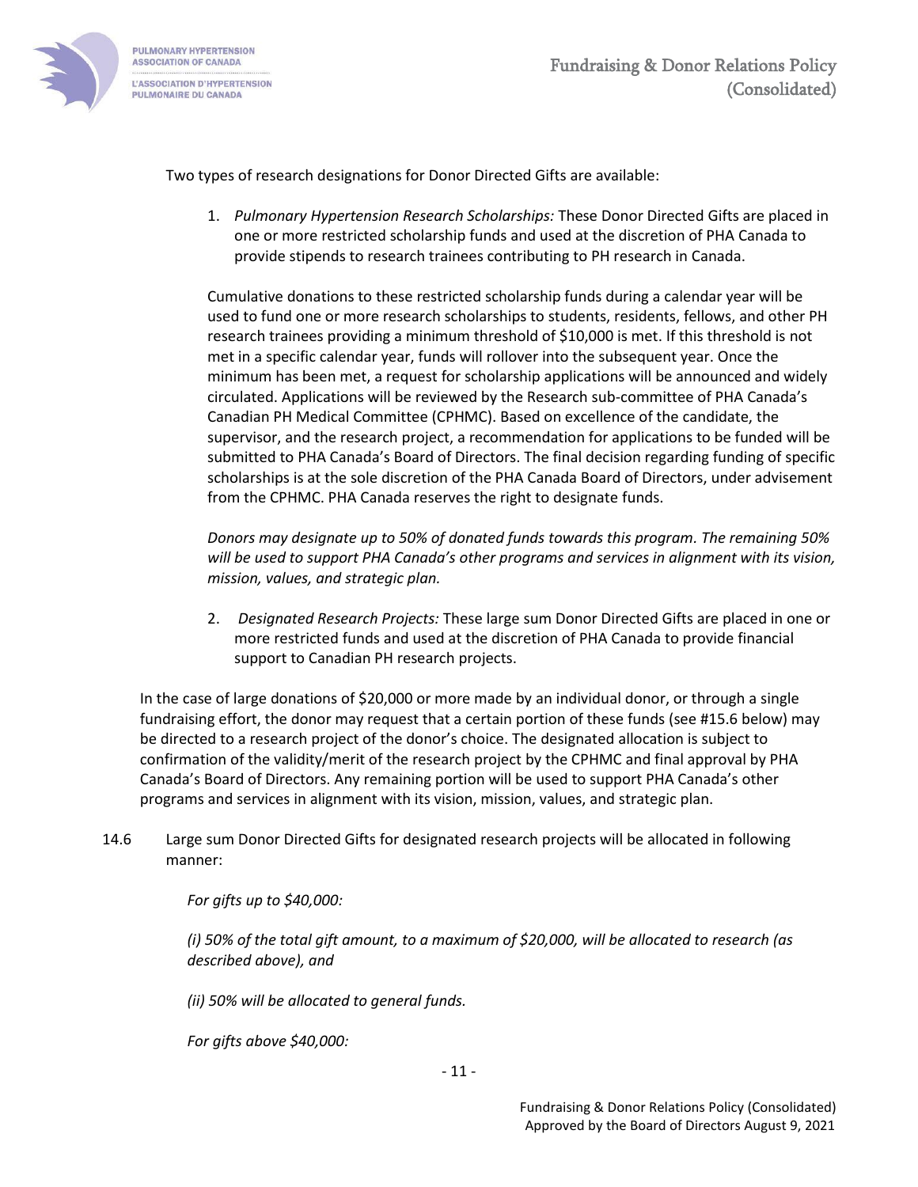Two types of research designations for Donor Directed Gifts are available:

1. *Pulmonary Hypertension Research Scholarships:* These Donor Directed Gifts are placed in one or more restricted scholarship funds and used at the discretion of PHA Canada to provide stipends to research trainees contributing to PH research in Canada.

   Cumulative donations to these restricted scholarship funds during a calendar year will be used to fund one or more research scholarships to students, residents, fellows, and other PH research trainees providing a minimum threshold of $10,000 is met. If this threshold is not met in a specific calendar year, funds will rollover into the subsequent year. Once the minimum has been met, a request for scholarship applications will be announced and widely circulated. Applications will be reviewed by the Research sub-committee of PHA Canada's Canadian PH Medical Committee (CPHMC). Based on excellence of the candidate, the supervisor, and the research project, a recommendation for applications to be funded will be submitted to PHA Canada's Board of Directors. The final decision regarding funding of specific scholarships is at the sole discretion of the PHA Canada Board of Directors, under advisement from the CPHMC. PHA Canada reserves the right to designate funds.

   *Donors may designate up to 50% of donated funds towards this program. The remaining 50% will be used to support PHA Canada's other programs and services in alignment with its vision, mission, values, and strategic plan.*

2. *Designated Research Projects:* These large sum Donor Directed Gifts are placed in one or more restricted funds and used at the discretion of PHA Canada to provide financial support to Canadian PH research projects.

In the case of large donations of $20,000 or more made by an individual donor, or through a single fundraising effort, the donor may request that a certain portion of these funds (see #15.6 below) may be directed to a research project of the donor's choice. The designated allocation is subject to confirmation of the validity/merit of the research project by the CPHMC and final approval by PHA Canada's Board of Directors. Any remaining portion will be used to support PHA Canada's other programs and services in alignment with its vision, mission, values, and strategic plan.

14.6 Large sum Donor Directed Gifts for designated research projects will be allocated in following manner:

*For gifts up to $40,000:*

*(i) 50% of the total gift amount, to a maximum of $20,000, will be allocated to research (as described above), and*

*(ii) 50% will be allocated to general funds.*

*For gifts above $40,000:*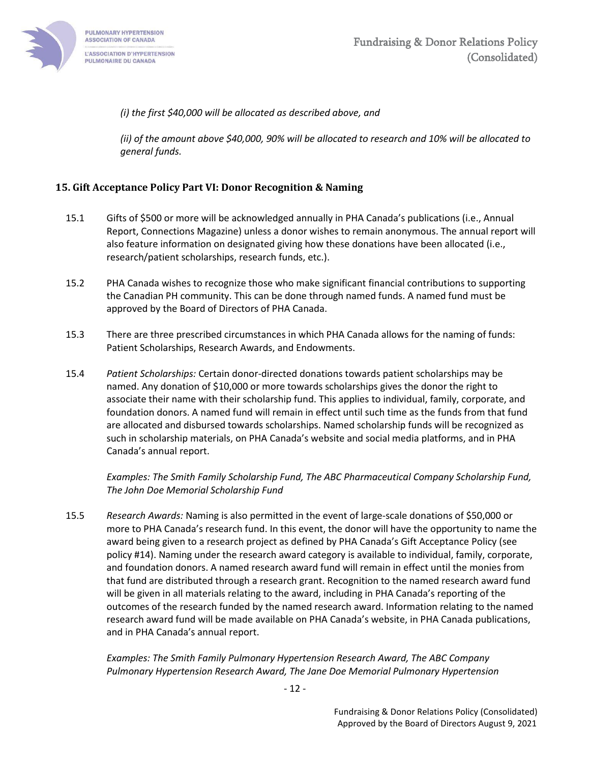*(i) the first $40,000 will be allocated as described above, and*

*(ii) of the amount above $40,000, 90% will be allocated to research and 10% will be allocated to general funds.*

## 15. Gift Acceptance Policy Part VI: Donor Recognition & Naming

15.1 Gifts of $500 or more will be acknowledged annually in PHA Canada's publications (i.e., Annual Report, Connections Magazine) unless a donor wishes to remain anonymous. The annual report will also feature information on designated giving how these donations have been allocated (i.e., research/patient scholarships, research funds, etc.).

15.2 PHA Canada wishes to recognize those who make significant financial contributions to supporting the Canadian PH community. This can be done through named funds. A named fund must be approved by the Board of Directors of PHA Canada.

15.3 There are three prescribed circumstances in which PHA Canada allows for the naming of funds: Patient Scholarships, Research Awards, and Endowments.

15.4 *Patient Scholarships:* Certain donor-directed donations towards patient scholarships may be named. Any donation of $10,000 or more towards scholarships gives the donor the right to associate their name with their scholarship fund. This applies to individual, family, corporate, and foundation donors. A named fund will remain in effect until such time as the funds from that fund are allocated and disbursed towards scholarships. Named scholarship funds will be recognized as such in scholarship materials, on PHA Canada's website and social media platforms, and in PHA Canada's annual report.

*Examples: The Smith Family Scholarship Fund, The ABC Pharmaceutical Company Scholarship Fund, The John Doe Memorial Scholarship Fund*

15.5 *Research Awards:* Naming is also permitted in the event of large-scale donations of $50,000 or more to PHA Canada's research fund. In this event, the donor will have the opportunity to name the award being given to a research project as defined by PHA Canada's Gift Acceptance Policy (see policy #14). Naming under the research award category is available to individual, family, corporate, and foundation donors. A named research award fund will remain in effect until the monies from that fund are distributed through a research grant. Recognition to the named research award fund will be given in all materials relating to the award, including in PHA Canada's reporting of the outcomes of the research funded by the named research award. Information relating to the named research award fund will be made available on PHA Canada's website, in PHA Canada publications, and in PHA Canada's annual report.

*Examples: The Smith Family Pulmonary Hypertension Research Award, The ABC Company Pulmonary Hypertension Research Award, The Jane Doe Memorial Pulmonary Hypertension*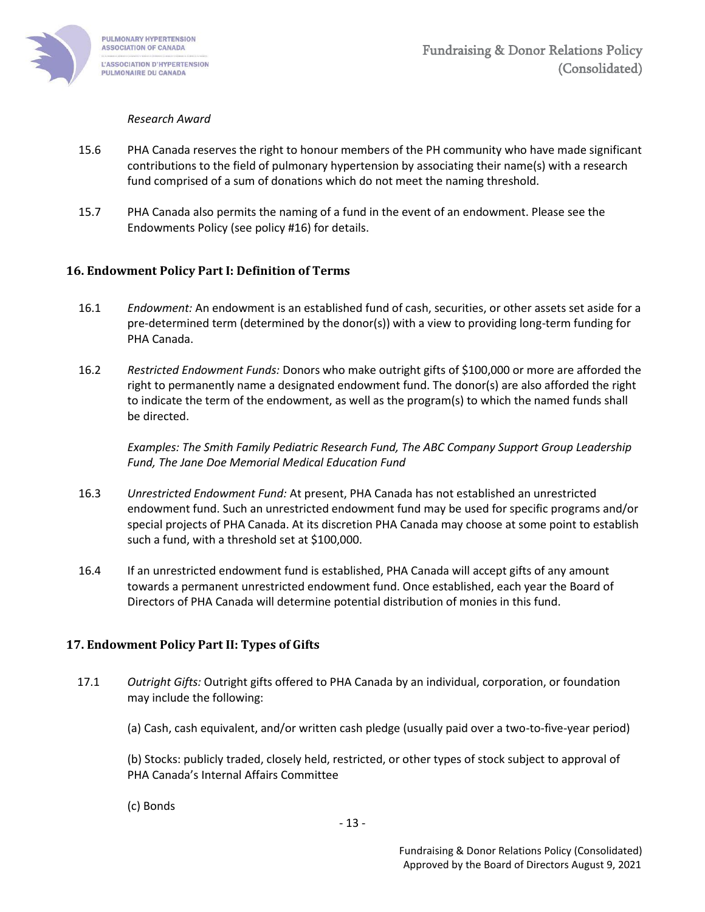*Research Award*

15.6 PHA Canada reserves the right to honour members of the PH community who have made significant contributions to the field of pulmonary hypertension by associating their name(s) with a research fund comprised of a sum of donations which do not meet the naming threshold.

15.7 PHA Canada also permits the naming of a fund in the event of an endowment. Please see the Endowments Policy (see policy #16) for details.

## 16. Endowment Policy Part I: Definition of Terms

16.1 *Endowment:* An endowment is an established fund of cash, securities, or other assets set aside for a pre-determined term (determined by the donor(s)) with a view to providing long-term funding for PHA Canada.

16.2 *Restricted Endowment Funds:* Donors who make outright gifts of $100,000 or more are afforded the right to permanently name a designated endowment fund. The donor(s) are also afforded the right to indicate the term of the endowment, as well as the program(s) to which the named funds shall be directed.

*Examples: The Smith Family Pediatric Research Fund, The ABC Company Support Group Leadership Fund, The Jane Doe Memorial Medical Education Fund*

16.3 *Unrestricted Endowment Fund:* At present, PHA Canada has not established an unrestricted endowment fund. Such an unrestricted endowment fund may be used for specific programs and/or special projects of PHA Canada. At its discretion PHA Canada may choose at some point to establish such a fund, with a threshold set at $100,000.

16.4 If an unrestricted endowment fund is established, PHA Canada will accept gifts of any amount towards a permanent unrestricted endowment fund. Once established, each year the Board of Directors of PHA Canada will determine potential distribution of monies in this fund.

## 17. Endowment Policy Part II: Types of Gifts

17.1 *Outright Gifts:* Outright gifts offered to PHA Canada by an individual, corporation, or foundation may include the following:

(a) Cash, cash equivalent, and/or written cash pledge (usually paid over a two-to-five-year period)

(b) Stocks: publicly traded, closely held, restricted, or other types of stock subject to approval of PHA Canada's Internal Affairs Committee

(c) Bonds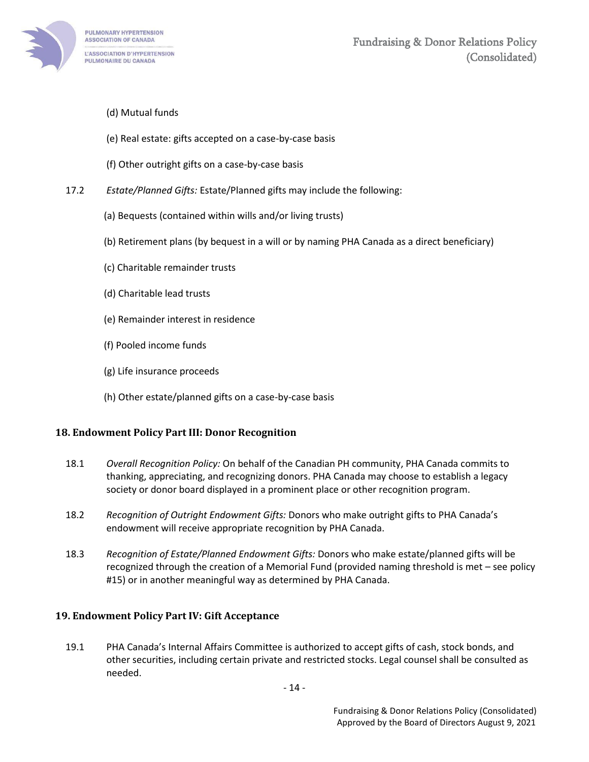(d) Mutual funds

(e) Real estate: gifts accepted on a case-by-case basis

(f) Other outright gifts on a case-by-case basis

17.2 *Estate/Planned Gifts:* Estate/Planned gifts may include the following:

(a) Bequests (contained within wills and/or living trusts)

(b) Retirement plans (by bequest in a will or by naming PHA Canada as a direct beneficiary)

(c) Charitable remainder trusts

(d) Charitable lead trusts

(e) Remainder interest in residence

(f) Pooled income funds

(g) Life insurance proceeds

(h) Other estate/planned gifts on a case-by-case basis

## 18. Endowment Policy Part III: Donor Recognition

18.1 *Overall Recognition Policy:* On behalf of the Canadian PH community, PHA Canada commits to thanking, appreciating, and recognizing donors. PHA Canada may choose to establish a legacy society or donor board displayed in a prominent place or other recognition program.

18.2 *Recognition of Outright Endowment Gifts:* Donors who make outright gifts to PHA Canada's endowment will receive appropriate recognition by PHA Canada.

18.3 *Recognition of Estate/Planned Endowment Gifts:* Donors who make estate/planned gifts will be recognized through the creation of a Memorial Fund (provided naming threshold is met – see policy #15) or in another meaningful way as determined by PHA Canada.

## 19. Endowment Policy Part IV: Gift Acceptance

19.1 PHA Canada's Internal Affairs Committee is authorized to accept gifts of cash, stock bonds, and other securities, including certain private and restricted stocks. Legal counsel shall be consulted as needed.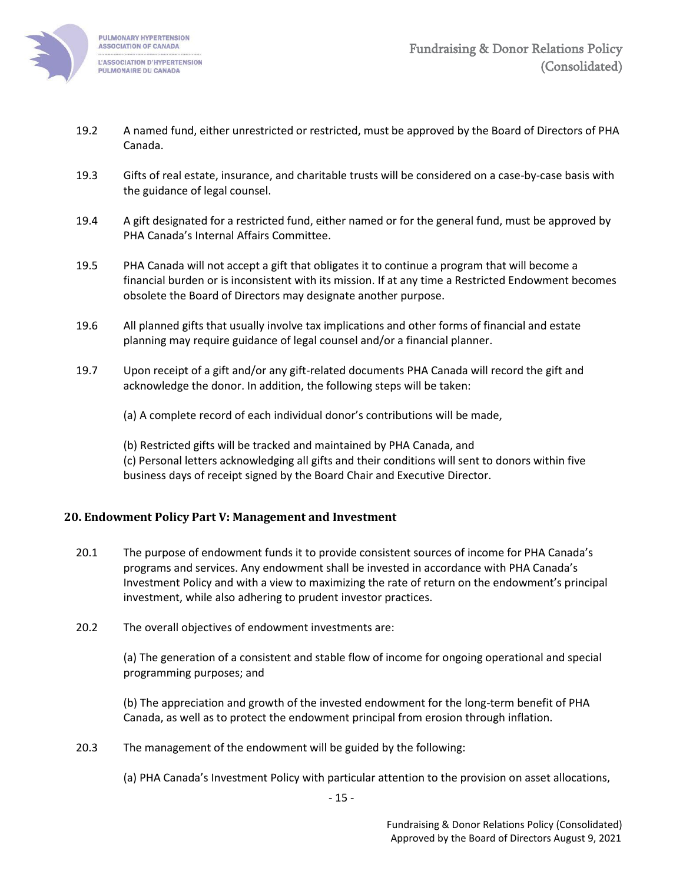19.2 A named fund, either unrestricted or restricted, must be approved by the Board of Directors of PHA Canada.

19.3 Gifts of real estate, insurance, and charitable trusts will be considered on a case-by-case basis with the guidance of legal counsel.

19.4 A gift designated for a restricted fund, either named or for the general fund, must be approved by PHA Canada's Internal Affairs Committee.

19.5 PHA Canada will not accept a gift that obligates it to continue a program that will become a financial burden or is inconsistent with its mission. If at any time a Restricted Endowment becomes obsolete the Board of Directors may designate another purpose.

19.6 All planned gifts that usually involve tax implications and other forms of financial and estate planning may require guidance of legal counsel and/or a financial planner.

19.7 Upon receipt of a gift and/or any gift-related documents PHA Canada will record the gift and acknowledge the donor. In addition, the following steps will be taken:

(a) A complete record of each individual donor's contributions will be made,

(b) Restricted gifts will be tracked and maintained by PHA Canada, and
(c) Personal letters acknowledging all gifts and their conditions will sent to donors within five business days of receipt signed by the Board Chair and Executive Director.

## 20. Endowment Policy Part V: Management and Investment

20.1 The purpose of endowment funds it to provide consistent sources of income for PHA Canada's programs and services. Any endowment shall be invested in accordance with PHA Canada's Investment Policy and with a view to maximizing the rate of return on the endowment's principal investment, while also adhering to prudent investor practices.

20.2 The overall objectives of endowment investments are:

(a) The generation of a consistent and stable flow of income for ongoing operational and special programming purposes; and

(b) The appreciation and growth of the invested endowment for the long-term benefit of PHA Canada, as well as to protect the endowment principal from erosion through inflation.

20.3 The management of the endowment will be guided by the following:

(a) PHA Canada's Investment Policy with particular attention to the provision on asset allocations,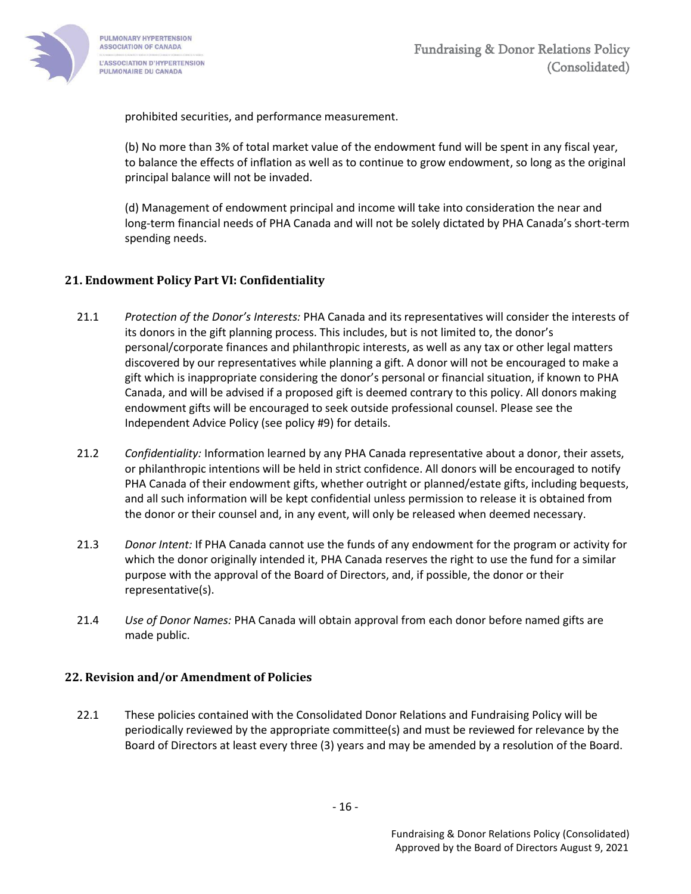prohibited securities, and performance measurement.

(b) No more than 3% of total market value of the endowment fund will be spent in any fiscal year, to balance the effects of inflation as well as to continue to grow endowment, so long as the original principal balance will not be invaded.

(d) Management of endowment principal and income will take into consideration the near and long-term financial needs of PHA Canada and will not be solely dictated by PHA Canada's short-term spending needs.

## 21. Endowment Policy Part VI: Confidentiality

21.1 *Protection of the Donor's Interests:* PHA Canada and its representatives will consider the interests of its donors in the gift planning process. This includes, but is not limited to, the donor's personal/corporate finances and philanthropic interests, as well as any tax or other legal matters discovered by our representatives while planning a gift. A donor will not be encouraged to make a gift which is inappropriate considering the donor's personal or financial situation, if known to PHA Canada, and will be advised if a proposed gift is deemed contrary to this policy. All donors making endowment gifts will be encouraged to seek outside professional counsel. Please see the Independent Advice Policy (see policy #9) for details.

21.2 *Confidentiality:* Information learned by any PHA Canada representative about a donor, their assets, or philanthropic intentions will be held in strict confidence. All donors will be encouraged to notify PHA Canada of their endowment gifts, whether outright or planned/estate gifts, including bequests, and all such information will be kept confidential unless permission to release it is obtained from the donor or their counsel and, in any event, will only be released when deemed necessary.

21.3 *Donor Intent:* If PHA Canada cannot use the funds of any endowment for the program or activity for which the donor originally intended it, PHA Canada reserves the right to use the fund for a similar purpose with the approval of the Board of Directors, and, if possible, the donor or their representative(s).

21.4 *Use of Donor Names:* PHA Canada will obtain approval from each donor before named gifts are made public.

## 22. Revision and/or Amendment of Policies

22.1 These policies contained with the Consolidated Donor Relations and Fundraising Policy will be periodically reviewed by the appropriate committee(s) and must be reviewed for relevance by the Board of Directors at least every three (3) years and may be amended by a resolution of the Board.